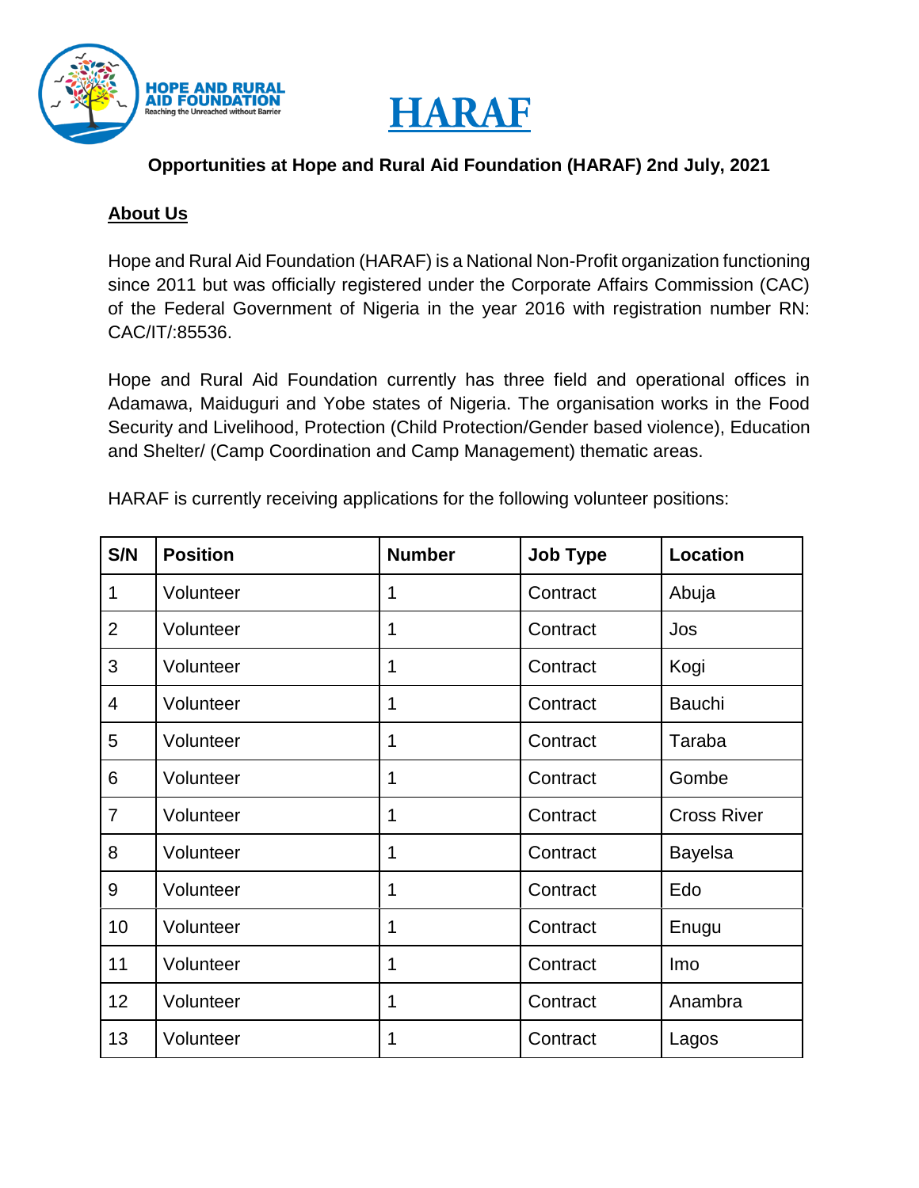HOPE AND RURAL AID FOUNDATION
Reaching the Unreached without Barrier

# HARAF

**Opportunities at Hope and Rural Aid Foundation (HARAF) 2nd July, 2021**

## About Us

Hope and Rural Aid Foundation (HARAF) is a National Non-Profit organization functioning since 2011 but was officially registered under the Corporate Affairs Commission (CAC) of the Federal Government of Nigeria in the year 2016 with registration number RN: CAC/IT/:85536.

Hope and Rural Aid Foundation currently has three field and operational offices in Adamawa, Maiduguri and Yobe states of Nigeria. The organisation works in the Food Security and Livelihood, Protection (Child Protection/Gender based violence), Education and Shelter/ (Camp Coordination and Camp Management) thematic areas.

HARAF is currently receiving applications for the following volunteer positions:

| S/N | Position | Number | Job Type | Location |
|---|---|---|---|---|
| 1 | Volunteer | 1 | Contract | Abuja |
| 2 | Volunteer | 1 | Contract | Jos |
| 3 | Volunteer | 1 | Contract | Kogi |
| 4 | Volunteer | 1 | Contract | Bauchi |
| 5 | Volunteer | 1 | Contract | Taraba |
| 6 | Volunteer | 1 | Contract | Gombe |
| 7 | Volunteer | 1 | Contract | Cross River |
| 8 | Volunteer | 1 | Contract | Bayelsa |
| 9 | Volunteer | 1 | Contract | Edo |
| 10 | Volunteer | 1 | Contract | Enugu |
| 11 | Volunteer | 1 | Contract | Imo |
| 12 | Volunteer | 1 | Contract | Anambra |
| 13 | Volunteer | 1 | Contract | Lagos |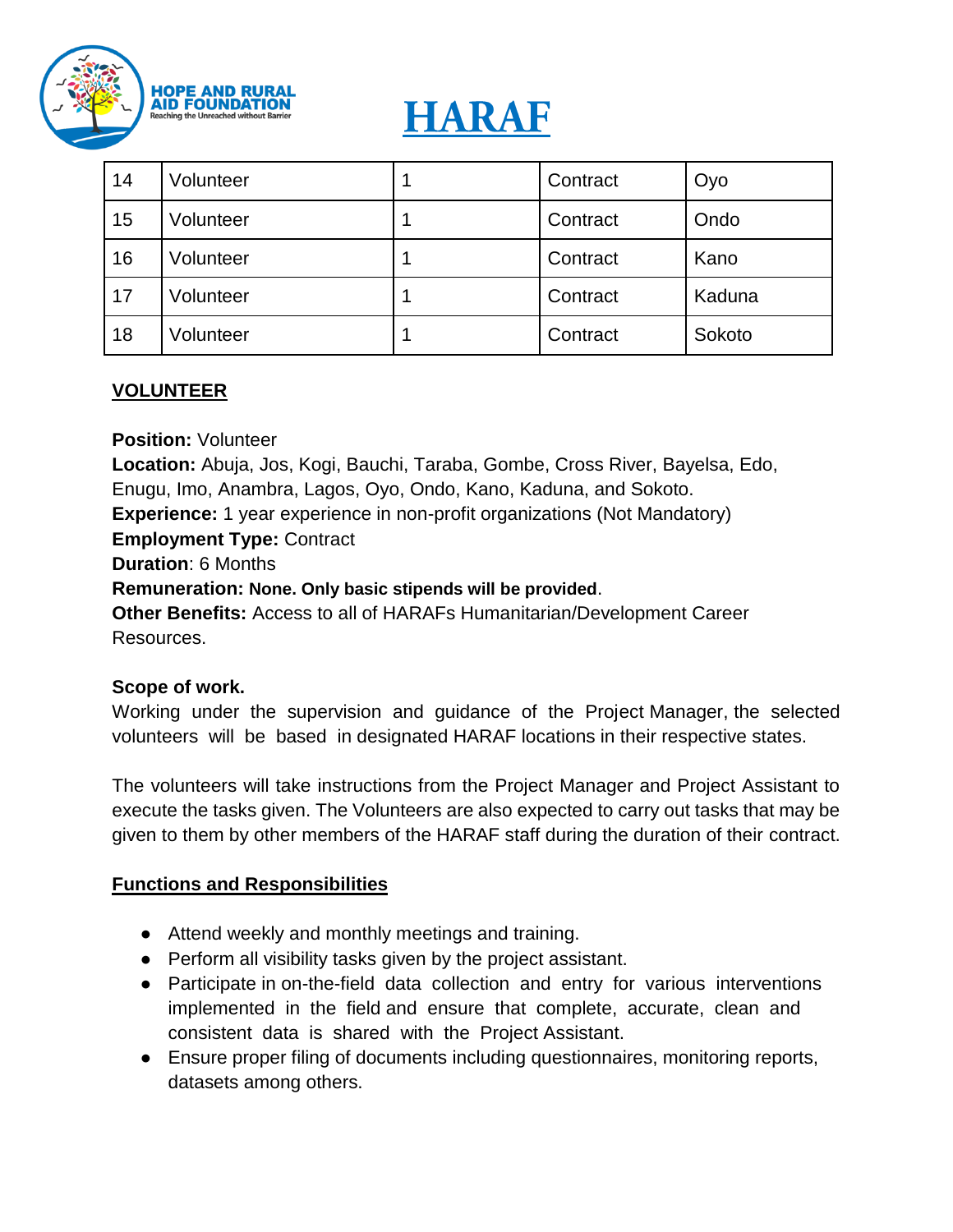| 14 | Volunteer | 1 | Contract | Oyo |
|---|---|---|---|---|
| 15 | Volunteer | 1 | Contract | Ondo |
| 16 | Volunteer | 1 | Contract | Kano |
| 17 | Volunteer | 1 | Contract | Kaduna |
| 18 | Volunteer | 1 | Contract | Sokoto |

## VOLUNTEER

**Position:** Volunteer
**Location:** Abuja, Jos, Kogi, Bauchi, Taraba, Gombe, Cross River, Bayelsa, Edo, Enugu, Imo, Anambra, Lagos, Oyo, Ondo, Kano, Kaduna, and Sokoto.
**Experience:** 1 year experience in non-profit organizations (Not Mandatory)
**Employment Type:** Contract
**Duration**: 6 Months
**Remuneration: None. Only basic stipends will be provided**.
**Other Benefits:** Access to all of HARAFs Humanitarian/Development Career Resources.

**Scope of work.**
Working under the supervision and guidance of the Project Manager, the selected volunteers will be based in designated HARAF locations in their respective states.

The volunteers will take instructions from the Project Manager and Project Assistant to execute the tasks given. The Volunteers are also expected to carry out tasks that may be given to them by other members of the HARAF staff during the duration of their contract.

## Functions and Responsibilities

- Attend weekly and monthly meetings and training.
- Perform all visibility tasks given by the project assistant.
- Participate in on-the-field data collection and entry for various interventions implemented in the field and ensure that complete, accurate, clean and consistent data is shared with the Project Assistant.
- Ensure proper filing of documents including questionnaires, monitoring reports, datasets among others.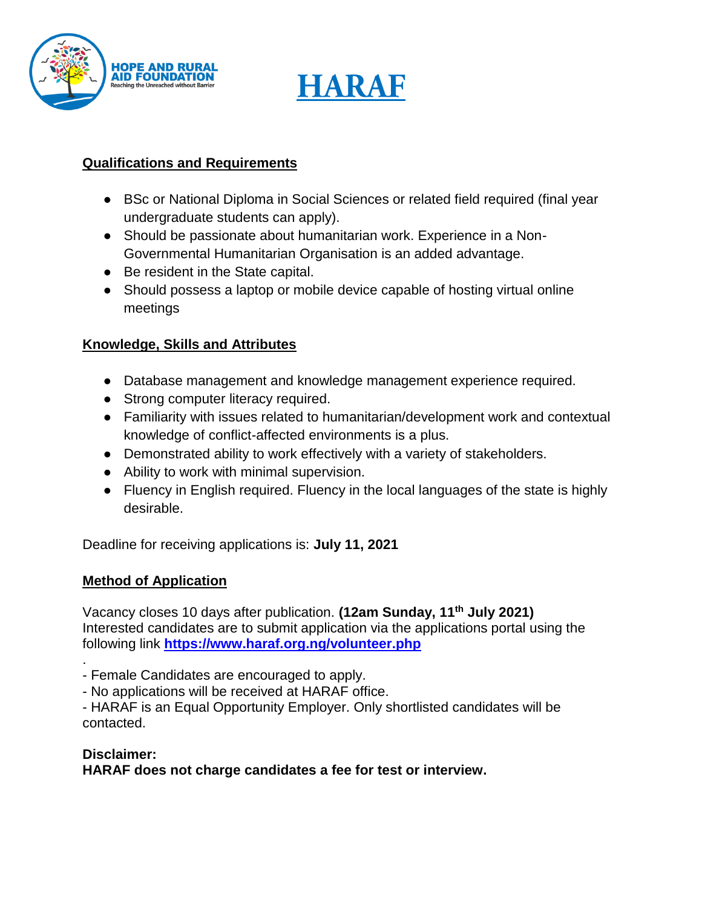# HARAF

**Qualifications and Requirements**

- BSc or National Diploma in Social Sciences or related field required (final year undergraduate students can apply).
- Should be passionate about humanitarian work. Experience in a Non-Governmental Humanitarian Organisation is an added advantage.
- Be resident in the State capital.
- Should possess a laptop or mobile device capable of hosting virtual online meetings

**Knowledge, Skills and Attributes**

- Database management and knowledge management experience required.
- Strong computer literacy required.
- Familiarity with issues related to humanitarian/development work and contextual knowledge of conflict-affected environments is a plus.
- Demonstrated ability to work effectively with a variety of stakeholders.
- Ability to work with minimal supervision.
- Fluency in English required. Fluency in the local languages of the state is highly desirable.

Deadline for receiving applications is: **July 11, 2021**

**Method of Application**

Vacancy closes 10 days after publication. **(12am Sunday, 11th July 2021)**
Interested candidates are to submit application via the applications portal using the following link **https://www.haraf.org.ng/volunteer.php**

.
- Female Candidates are encouraged to apply.
- No applications will be received at HARAF office.
- HARAF is an Equal Opportunity Employer. Only shortlisted candidates will be contacted.

**Disclaimer:**
**HARAF does not charge candidates a fee for test or interview.**